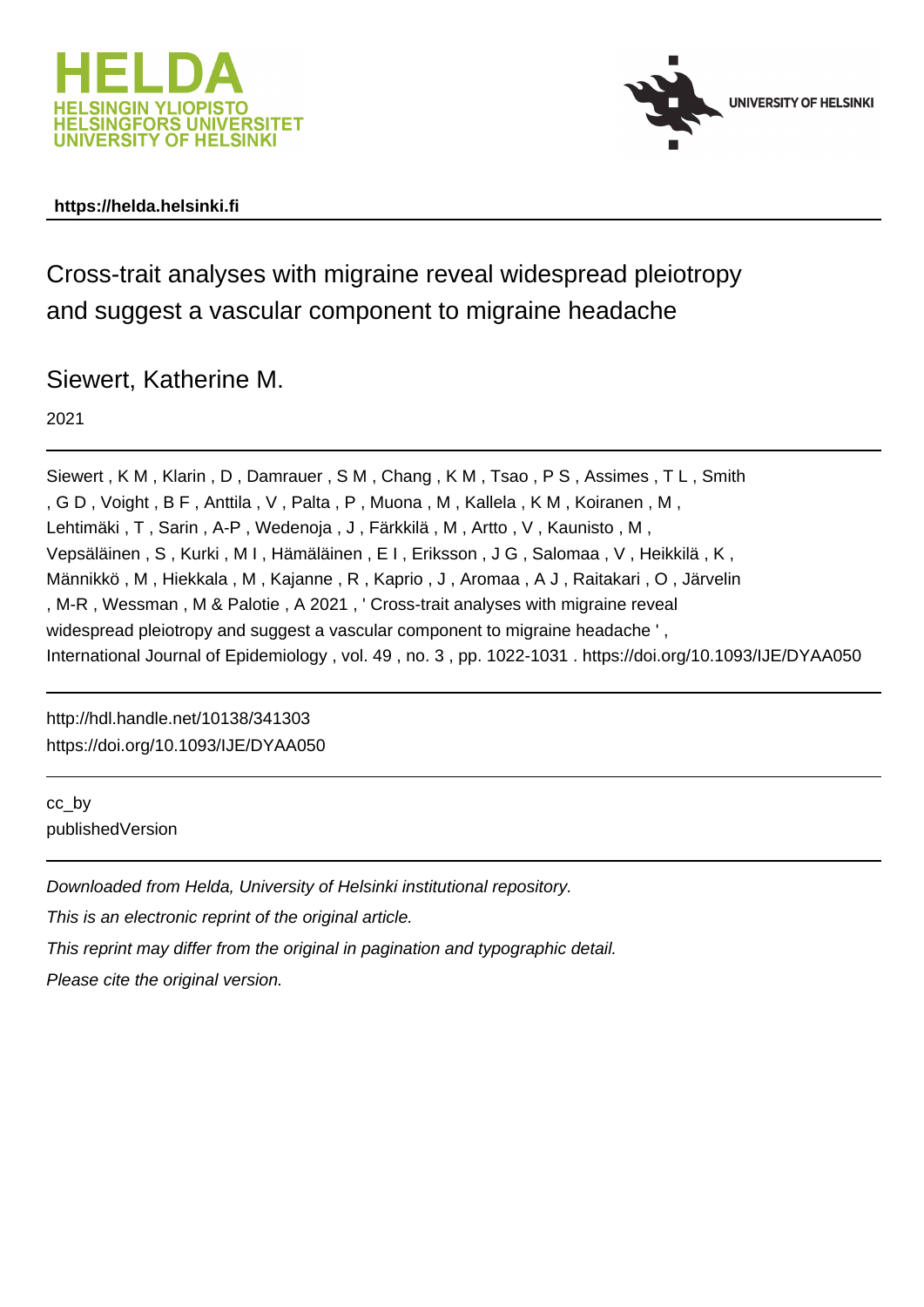HELDA
HELSINGIN YLIOPISTO
HELSINGFORS UNIVERSITET
UNIVERSITY OF HELSINKI

UNIVERSITY OF HELSINKI

**https://helda.helsinki.fi**

# Cross-trait analyses with migraine reveal widespread pleiotropy and suggest a vascular component to migraine headache

## Siewert, Katherine M.

2021

Siewert , K M , Klarin , D , Damrauer , S M , Chang , K M , Tsao , P S , Assimes , T L , Smith , G D , Voight , B F , Anttila , V , Palta , P , Muona , M , Kallela , K M , Koiranen , M , Lehtimäki , T , Sarin , A-P , Wedenoja , J , Färkkilä , M , Artto , V , Kaunisto , M , Vepsäläinen , S , Kurki , M I , Hämäläinen , E I , Eriksson , J G , Salomaa , V , Heikkilä , K , Männikkö , M , Hiekkala , M , Kajanne , R , Kaprio , J , Aromaa , A J , Raitakari , O , Järvelin , M-R , Wessman , M & Palotie , A 2021 , ' Cross-trait analyses with migraine reveal widespread pleiotropy and suggest a vascular component to migraine headache ' , International Journal of Epidemiology , vol. 49 , no. 3 , pp. 1022-1031 . https://doi.org/10.1093/IJE/DYAA050

http://hdl.handle.net/10138/341303
https://doi.org/10.1093/IJE/DYAA050

cc_by
publishedVersion

*Downloaded from Helda, University of Helsinki institutional repository.*

*This is an electronic reprint of the original article.*

*This reprint may differ from the original in pagination and typographic detail.*

*Please cite the original version.*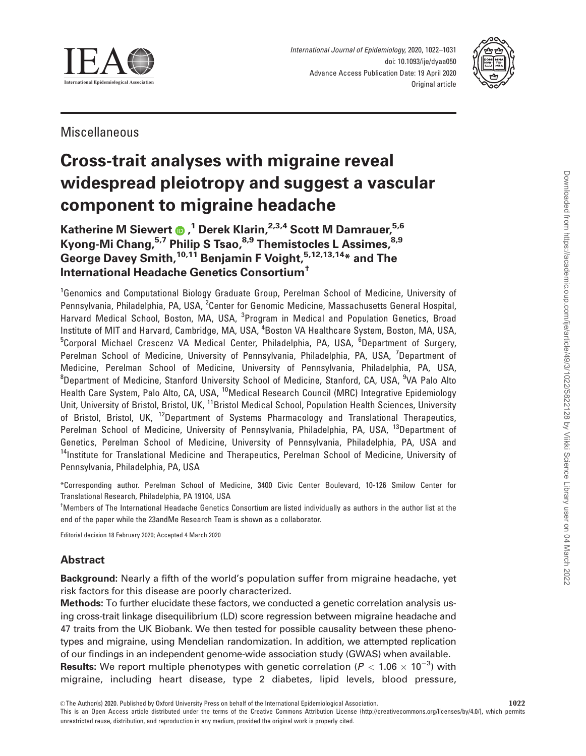# Miscellaneous

# Cross-trait analyses with migraine reveal widespread pleiotropy and suggest a vascular component to migraine headache

**Katherine M Siewert[1], Derek Klarin,[2,3,4] Scott M Damrauer,[5,6] Kyong-Mi Chang,[5,7] Philip S Tsao,[8,9] Themistocles L Assimes,[8,9] George Davey Smith,[10,11] Benjamin F Voight,[5,12,13,14]* and The International Headache Genetics Consortium[†]**

[1]Genomics and Computational Biology Graduate Group, Perelman School of Medicine, University of Pennsylvania, Philadelphia, PA, USA, [2]Center for Genomic Medicine, Massachusetts General Hospital, Harvard Medical School, Boston, MA, USA, [3]Program in Medical and Population Genetics, Broad Institute of MIT and Harvard, Cambridge, MA, USA, [4]Boston VA Healthcare System, Boston, MA, USA, [5]Corporal Michael Crescenz VA Medical Center, Philadelphia, PA, USA, [6]Department of Surgery, Perelman School of Medicine, University of Pennsylvania, Philadelphia, PA, USA, [7]Department of Medicine, Perelman School of Medicine, University of Pennsylvania, Philadelphia, PA, USA, [8]Department of Medicine, Stanford University School of Medicine, Stanford, CA, USA, [9]VA Palo Alto Health Care System, Palo Alto, CA, USA, [10]Medical Research Council (MRC) Integrative Epidemiology Unit, University of Bristol, Bristol, UK, [11]Bristol Medical School, Population Health Sciences, University of Bristol, Bristol, UK, [12]Department of Systems Pharmacology and Translational Therapeutics, Perelman School of Medicine, University of Pennsylvania, Philadelphia, PA, USA, [13]Department of Genetics, Perelman School of Medicine, University of Pennsylvania, Philadelphia, PA, USA and [14]Institute for Translational Medicine and Therapeutics, Perelman School of Medicine, University of Pennsylvania, Philadelphia, PA, USA

*Corresponding author. Perelman School of Medicine, 3400 Civic Center Boulevard, 10-126 Smilow Center for Translational Research, Philadelphia, PA 19104, USA

[†]Members of The International Headache Genetics Consortium are listed individually as authors in the author list at the end of the paper while the 23andMe Research Team is shown as a collaborator.

Editorial decision 18 February 2020; Accepted 4 March 2020

## Abstract

**Background:** Nearly a fifth of the world's population suffer from migraine headache, yet risk factors for this disease are poorly characterized.

**Methods:** To further elucidate these factors, we conducted a genetic correlation analysis using cross-trait linkage disequilibrium (LD) score regression between migraine headache and 47 traits from the UK Biobank. We then tested for possible causality between these phenotypes and migraine, using Mendelian randomization. In addition, we attempted replication of our findings in an independent genome-wide association study (GWAS) when available.

**Results:** We report multiple phenotypes with genetic correlation ($P < 1.06 \times 10^{-3}$) with migraine, including heart disease, type 2 diabetes, lipid levels, blood pressure,

© The Author(s) 2020. Published by Oxford University Press on behalf of the International Epidemiological Association.
This is an Open Access article distributed under the terms of the Creative Commons Attribution License (http://creativecommons.org/licenses/by/4.0/), which permits unrestricted reuse, distribution, and reproduction in any medium, provided the original work is properly cited.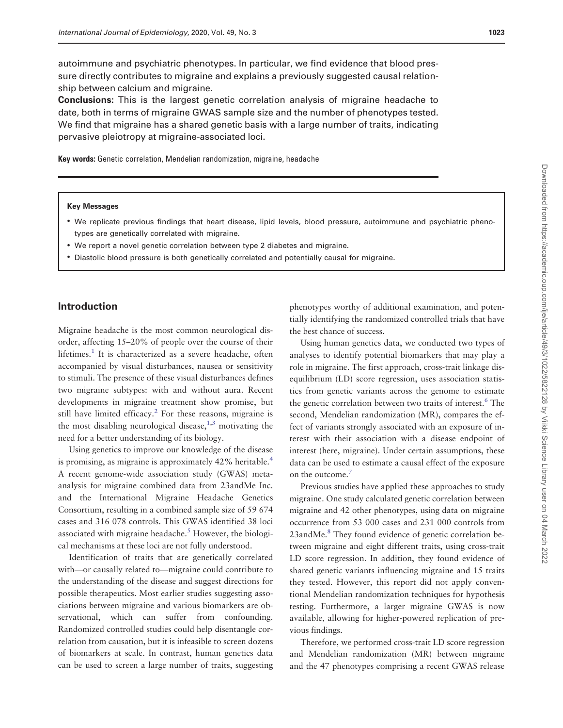autoimmune and psychiatric phenotypes. In particular, we find evidence that blood pressure directly contributes to migraine and explains a previously suggested causal relationship between calcium and migraine.

**Conclusions**: This is the largest genetic correlation analysis of migraine headache to date, both in terms of migraine GWAS sample size and the number of phenotypes tested. We find that migraine has a shared genetic basis with a large number of traits, indicating pervasive pleiotropy at migraine-associated loci.

**Key words:** Genetic correlation, Mendelian randomization, migraine, headache

**Key Messages**

- We replicate previous findings that heart disease, lipid levels, blood pressure, autoimmune and psychiatric phenotypes are genetically correlated with migraine.
- We report a novel genetic correlation between type 2 diabetes and migraine.
- Diastolic blood pressure is both genetically correlated and potentially causal for migraine.

## Introduction

Migraine headache is the most common neurological disorder, affecting 15–20% of people over the course of their lifetimes.[1] It is characterized as a severe headache, often accompanied by visual disturbances, nausea or sensitivity to stimuli. The presence of these visual disturbances defines two migraine subtypes: with and without aura. Recent developments in migraine treatment show promise, but still have limited efficacy.[2] For these reasons, migraine is the most disabling neurological disease,[1,3] motivating the need for a better understanding of its biology.

Using genetics to improve our knowledge of the disease is promising, as migraine is approximately 42% heritable.[4] A recent genome-wide association study (GWAS) meta-analysis for migraine combined data from 23andMe Inc. and the International Migraine Headache Genetics Consortium, resulting in a combined sample size of 59 674 cases and 316 078 controls. This GWAS identified 38 loci associated with migraine headache.[5] However, the biological mechanisms at these loci are not fully understood.

Identification of traits that are genetically correlated with—or causally related to—migraine could contribute to the understanding of the disease and suggest directions for possible therapeutics. Most earlier studies suggesting associations between migraine and various biomarkers are observational, which can suffer from confounding. Randomized controlled studies could help disentangle correlation from causation, but it is infeasible to screen dozens of biomarkers at scale. In contrast, human genetics data can be used to screen a large number of traits, suggesting phenotypes worthy of additional examination, and potentially identifying the randomized controlled trials that have the best chance of success.

Using human genetics data, we conducted two types of analyses to identify potential biomarkers that may play a role in migraine. The first approach, cross-trait linkage disequilibrium (LD) score regression, uses association statistics from genetic variants across the genome to estimate the genetic correlation between two traits of interest.[6] The second, Mendelian randomization (MR), compares the effect of variants strongly associated with an exposure of interest with their association with a disease endpoint of interest (here, migraine). Under certain assumptions, these data can be used to estimate a causal effect of the exposure on the outcome.[7]

Previous studies have applied these approaches to study migraine. One study calculated genetic correlation between migraine and 42 other phenotypes, using data on migraine occurrence from 53 000 cases and 231 000 controls from 23andMe.[8] They found evidence of genetic correlation between migraine and eight different traits, using cross-trait LD score regression. In addition, they found evidence of shared genetic variants influencing migraine and 15 traits they tested. However, this report did not apply conventional Mendelian randomization techniques for hypothesis testing. Furthermore, a larger migraine GWAS is now available, allowing for higher-powered replication of previous findings.

Therefore, we performed cross-trait LD score regression and Mendelian randomization (MR) between migraine and the 47 phenotypes comprising a recent GWAS release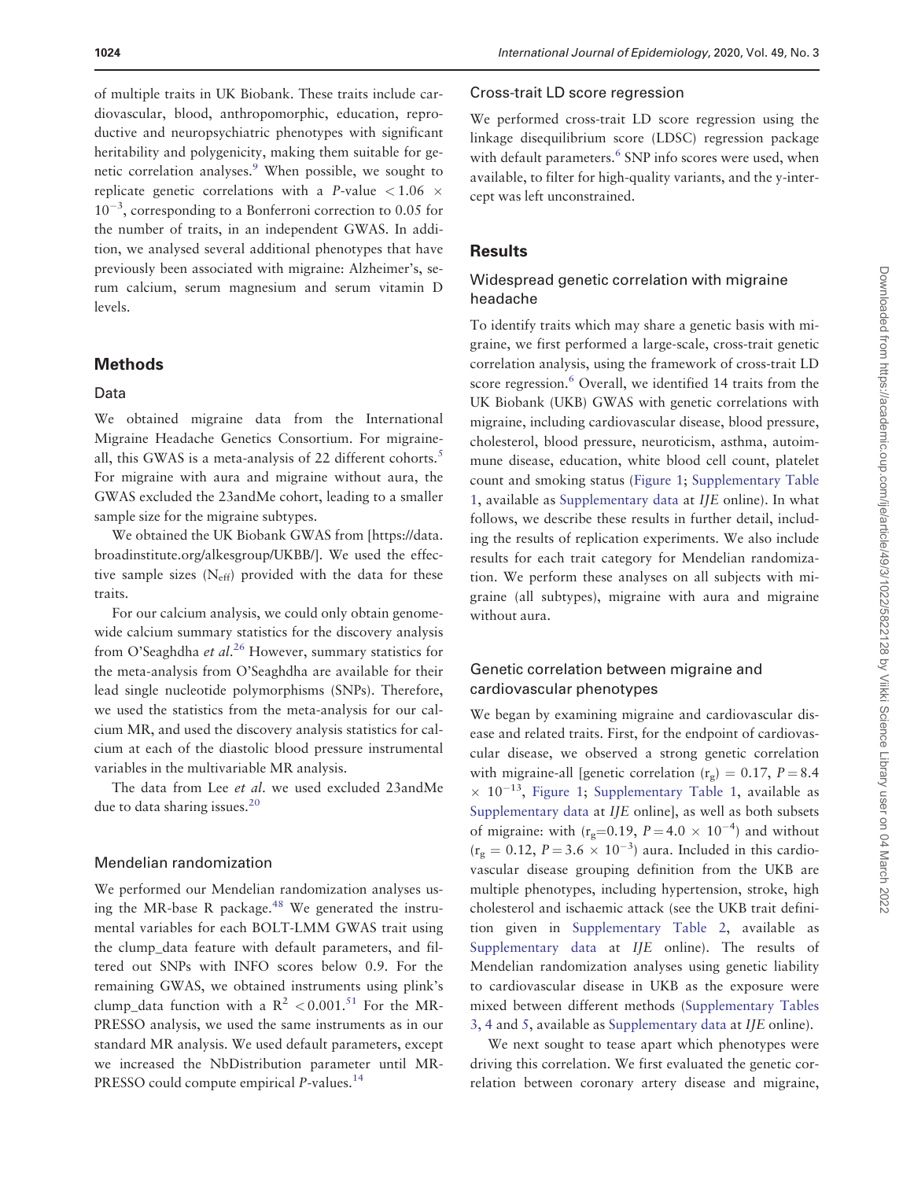of multiple traits in UK Biobank. These traits include cardiovascular, blood, anthropomorphic, education, reproductive and neuropsychiatric phenotypes with significant heritability and polygenicity, making them suitable for genetic correlation analyses.[9] When possible, we sought to replicate genetic correlations with a $P$-value $< 1.06 \times 10^{-3}$, corresponding to a Bonferroni correction to 0.05 for the number of traits, in an independent GWAS. In addition, we analysed several additional phenotypes that have previously been associated with migraine: Alzheimer's, serum calcium, serum magnesium and serum vitamin D levels.

## Methods

### Data

We obtained migraine data from the International Migraine Headache Genetics Consortium. For migraine-all, this GWAS is a meta-analysis of 22 different cohorts.[5] For migraine with aura and migraine without aura, the GWAS excluded the 23andMe cohort, leading to a smaller sample size for the migraine subtypes.

We obtained the UK Biobank GWAS from [https://data.broadinstitute.org/alkesgroup/UKBB/]. We used the effective sample sizes ($N_{eff}$) provided with the data for these traits.

For our calcium analysis, we could only obtain genome-wide calcium summary statistics for the discovery analysis from O'Seaghdha *et al.*[26] However, summary statistics for the meta-analysis from O'Seaghdha are available for their lead single nucleotide polymorphisms (SNPs). Therefore, we used the statistics from the meta-analysis for our calcium MR, and used the discovery analysis statistics for calcium at each of the diastolic blood pressure instrumental variables in the multivariable MR analysis.

The data from Lee *et al.* we used excluded 23andMe due to data sharing issues.[20]

### Mendelian randomization

We performed our Mendelian randomization analyses using the MR-base R package.[48] We generated the instrumental variables for each BOLT-LMM GWAS trait using the clump_data feature with default parameters, and filtered out SNPs with INFO scores below 0.9. For the remaining GWAS, we obtained instruments using plink's clump_data function with a $R^2 < 0.001$.[51] For the MR-PRESSO analysis, we used the same instruments as in our standard MR analysis. We used default parameters, except we increased the NbDistribution parameter until MR-PRESSO could compute empirical $P$-values.[14]

### Cross-trait LD score regression

We performed cross-trait LD score regression using the linkage disequilibrium score (LDSC) regression package with default parameters.[6] SNP info scores were used, when available, to filter for high-quality variants, and the y-intercept was left unconstrained.

## Results

### Widespread genetic correlation with migraine headache

To identify traits which may share a genetic basis with migraine, we first performed a large-scale, cross-trait genetic correlation analysis, using the framework of cross-trait LD score regression.[6] Overall, we identified 14 traits from the UK Biobank (UKB) GWAS with genetic correlations with migraine, including cardiovascular disease, blood pressure, cholesterol, blood pressure, neuroticism, asthma, autoimmune disease, education, white blood cell count, platelet count and smoking status (Figure 1; Supplementary Table 1, available as Supplementary data at *IJE* online). In what follows, we describe these results in further detail, including the results of replication experiments. We also include results for each trait category for Mendelian randomization. We perform these analyses on all subjects with migraine (all subtypes), migraine with aura and migraine without aura.

### Genetic correlation between migraine and cardiovascular phenotypes

We began by examining migraine and cardiovascular disease and related traits. First, for the endpoint of cardiovascular disease, we observed a strong genetic correlation with migraine-all [genetic correlation ($r_g$) = 0.17, $P = 8.4 \times 10^{-13}$, Figure 1; Supplementary Table 1, available as Supplementary data at *IJE* online], as well as both subsets of migraine: with ($r_g$=0.19, $P = 4.0 \times 10^{-4}$) and without ($r_g$ = 0.12, $P = 3.6 \times 10^{-3}$) aura. Included in this cardiovascular disease grouping definition from the UKB are multiple phenotypes, including hypertension, stroke, high cholesterol and ischaemic attack (see the UKB trait definition given in Supplementary Table 2, available as Supplementary data at *IJE* online). The results of Mendelian randomization analyses using genetic liability to cardiovascular disease in UKB as the exposure were mixed between different methods (Supplementary Tables 3, 4 and 5, available as Supplementary data at *IJE* online).

We next sought to tease apart which phenotypes were driving this correlation. We first evaluated the genetic correlation between coronary artery disease and migraine,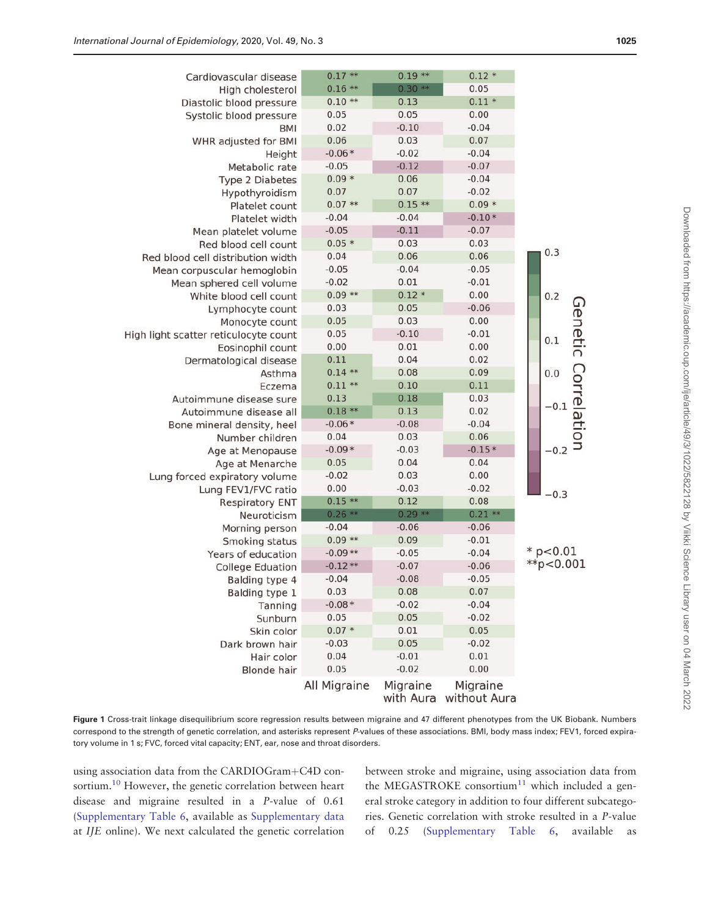| | All Migraine | Migraine with Aura | Migraine without Aura |
|---|---|---|---|
| Cardiovascular disease | 0.17 ** | 0.19 ** | 0.12 * |
| High cholesterol | 0.16 ** | 0.30 ** | 0.05 |
| Diastolic blood pressure | 0.10 ** | 0.13 | 0.11 * |
| Systolic blood pressure | 0.05 | 0.05 | 0.00 |
| BMI | 0.02 | -0.10 | -0.04 |
| WHR adjusted for BMI | 0.06 | 0.03 | 0.07 |
| Height | -0.06 * | -0.02 | -0.04 |
| Metabolic rate | -0.05 | -0.12 | -0.07 |
| Type 2 Diabetes | 0.09 * | 0.06 | -0.04 |
| Hypothyroidism | 0.07 | 0.07 | -0.02 |
| Platelet count | 0.07 ** | 0.15 ** | 0.09 * |
| Platelet width | -0.04 | -0.04 | -0.10 * |
| Mean platelet volume | -0.05 | -0.11 | -0.07 |
| Red blood cell count | 0.05 * | 0.03 | 0.03 |
| Red blood cell distribution width | 0.04 | 0.06 | 0.06 |
| Mean corpuscular hemoglobin | -0.05 | -0.04 | -0.05 |
| Mean sphered cell volume | -0.02 | 0.01 | -0.01 |
| White blood cell count | 0.09 ** | 0.12 * | 0.00 |
| Lymphocyte count | 0.03 | 0.05 | -0.06 |
| Monocyte count | 0.05 | 0.03 | 0.00 |
| High light scatter reticulocyte count | 0.05 | -0.10 | -0.01 |
| Eosinophil count | 0.00 | 0.01 | 0.00 |
| Dermatological disease | 0.11 | 0.04 | 0.02 |
| Asthma | 0.14 ** | 0.08 | 0.09 |
| Eczema | 0.11 ** | 0.10 | 0.11 |
| Autoimmune disease sure | 0.13 | 0.18 | 0.03 |
| Autoimmune disease all | 0.18 ** | 0.13 | 0.02 |
| Bone mineral density, heel | -0.06 * | -0.08 | -0.04 |
| Number children | 0.04 | 0.03 | 0.06 |
| Age at Menopause | -0.09 * | -0.03 | -0.15 * |
| Age at Menarche | 0.05 | 0.04 | 0.04 |
| Lung forced expiratory volume | -0.02 | 0.03 | 0.00 |
| Lung FEV1/FVC ratio | 0.00 | -0.03 | -0.02 |
| Respiratory ENT | 0.15 ** | 0.12 | 0.08 |
| Neuroticism | 0.26 ** | 0.29 ** | 0.21 ** |
| Morning person | -0.04 | -0.06 | -0.06 |
| Smoking status | 0.09 ** | 0.09 | -0.01 |
| Years of education | -0.09 ** | -0.05 | -0.04 |
| College Eduation | -0.12 ** | -0.07 | -0.06 |
| Balding type 4 | -0.04 | -0.08 | -0.05 |
| Balding type 1 | 0.03 | 0.08 | 0.07 |
| Tanning | -0.08 * | -0.02 | -0.04 |
| Sunburn | 0.05 | 0.05 | -0.02 |
| Skin color | 0.07 * | 0.01 | 0.05 |
| Dark brown hair | -0.03 | 0.05 | -0.02 |
| Hair color | 0.04 | -0.01 | 0.01 |
| Blonde hair | 0.05 | -0.02 | 0.00 |

Genetic Correlation (colour scale: −0.3 to 0.3); * p<0.01; ** p<0.001

**Figure 1** Cross-trait linkage disequilibrium score regression results between migraine and 47 different phenotypes from the UK Biobank. Numbers correspond to the strength of genetic correlation, and asterisks represent *P*-values of these associations. BMI, body mass index; FEV1, forced expiratory volume in 1 s; FVC, forced vital capacity; ENT, ear, nose and throat disorders.

using association data from the CARDIOGram+C4D consortium.[10] However, the genetic correlation between heart disease and migraine resulted in a *P*-value of 0.61 (Supplementary Table 6, available as Supplementary data at *IJE* online). We next calculated the genetic correlation between stroke and migraine, using association data from the MEGASTROKE consortium[11] which included a general stroke category in addition to four different subcategories. Genetic correlation with stroke resulted in a *P*-value of 0.25 (Supplementary Table 6, available as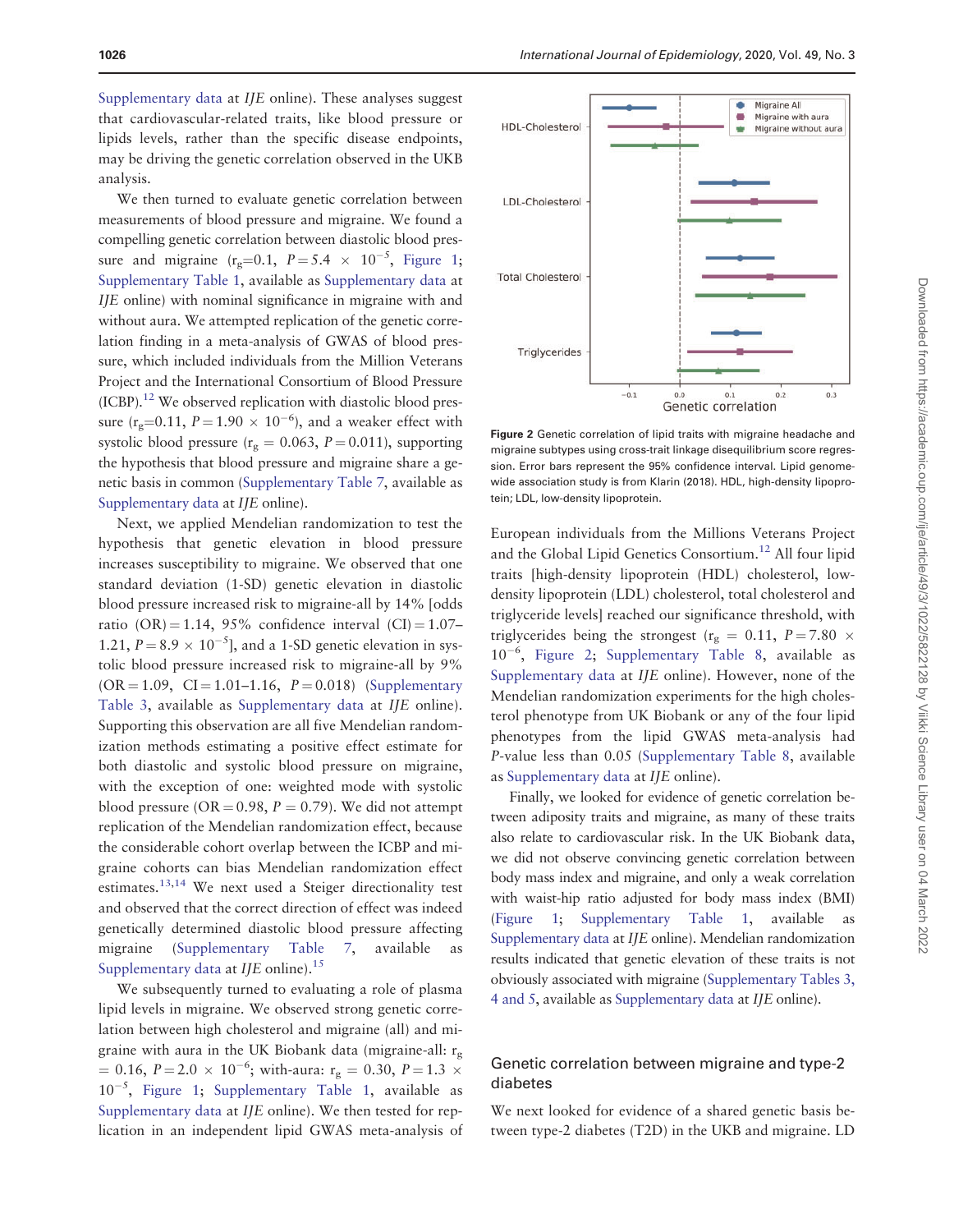Supplementary data at *IJE* online). These analyses suggest that cardiovascular-related traits, like blood pressure or lipids levels, rather than the specific disease endpoints, may be driving the genetic correlation observed in the UKB analysis.

We then turned to evaluate genetic correlation between measurements of blood pressure and migraine. We found a compelling genetic correlation between diastolic blood pressure and migraine ($r_g$=0.1, $P = 5.4 \times 10^{-5}$, Figure 1; Supplementary Table 1, available as Supplementary data at *IJE* online) with nominal significance in migraine with and without aura. We attempted replication of the genetic correlation finding in a meta-analysis of GWAS of blood pressure, which included individuals from the Million Veterans Project and the International Consortium of Blood Pressure (ICBP).[12] We observed replication with diastolic blood pressure ($r_g$=0.11, $P = 1.90 \times 10^{-6}$), and a weaker effect with systolic blood pressure ($r_g$ = 0.063, $P = 0.011$), supporting the hypothesis that blood pressure and migraine share a genetic basis in common (Supplementary Table 7, available as Supplementary data at *IJE* online).

Next, we applied Mendelian randomization to test the hypothesis that genetic elevation in blood pressure increases susceptibility to migraine. We observed that one standard deviation (1-SD) genetic elevation in diastolic blood pressure increased risk to migraine-all by 14% [odds ratio (OR) = 1.14, 95% confidence interval (CI) = 1.07–1.21, $P = 8.9 \times 10^{-5}$], and a 1-SD genetic elevation in systolic blood pressure increased risk to migraine-all by 9% (OR = 1.09, CI = 1.01–1.16, $P = 0.018$) (Supplementary Table 3, available as Supplementary data at *IJE* online). Supporting this observation are all five Mendelian randomization methods estimating a positive effect estimate for both diastolic and systolic blood pressure on migraine, with the exception of one: weighted mode with systolic blood pressure (OR = 0.98, $P$ = 0.79). We did not attempt replication of the Mendelian randomization effect, because the considerable cohort overlap between the ICBP and migraine cohorts can bias Mendelian randomization effect estimates.[13,14] We next used a Steiger directionality test and observed that the correct direction of effect was indeed genetically determined diastolic blood pressure affecting migraine (Supplementary Table 7, available as Supplementary data at *IJE* online).[15]

We subsequently turned to evaluating a role of plasma lipid levels in migraine. We observed strong genetic correlation between high cholesterol and migraine (all) and migraine with aura in the UK Biobank data (migraine-all: $r_g$ = 0.16, $P = 2.0 \times 10^{-6}$; with-aura: $r_g$ = 0.30, $P = 1.3 \times 10^{-5}$, Figure 1; Supplementary Table 1, available as Supplementary data at *IJE* online). We then tested for replication in an independent lipid GWAS meta-analysis of European individuals from the Millions Veterans Project and the Global Lipid Genetics Consortium.[12] All four lipid traits [high-density lipoprotein (HDL) cholesterol, low-density lipoprotein (LDL) cholesterol, total cholesterol and triglyceride levels] reached our significance threshold, with triglycerides being the strongest ($r_g$ = 0.11, $P = 7.80 \times 10^{-6}$, Figure 2; Supplementary Table 8, available as Supplementary data at *IJE* online). However, none of the Mendelian randomization experiments for the high cholesterol phenotype from UK Biobank or any of the four lipid phenotypes from the lipid GWAS meta-analysis had $P$-value less than 0.05 (Supplementary Table 8, available as Supplementary data at *IJE* online).

**Figure 2** Genetic correlation of lipid traits with migraine headache and migraine subtypes using cross-trait linkage disequilibrium score regression. Error bars represent the 95% confidence interval. Lipid genome-wide association study is from Klarin (2018). HDL, high-density lipoprotein; LDL, low-density lipoprotein.

Finally, we looked for evidence of genetic correlation between adiposity traits and migraine, as many of these traits also relate to cardiovascular risk. In the UK Biobank data, we did not observe convincing genetic correlation between body mass index and migraine, and only a weak correlation with waist-hip ratio adjusted for body mass index (BMI) (Figure 1; Supplementary Table 1, available as Supplementary data at *IJE* online). Mendelian randomization results indicated that genetic elevation of these traits is not obviously associated with migraine (Supplementary Tables 3, 4 and 5, available as Supplementary data at *IJE* online).

## Genetic correlation between migraine and type-2 diabetes

We next looked for evidence of a shared genetic basis between type-2 diabetes (T2D) in the UKB and migraine. LD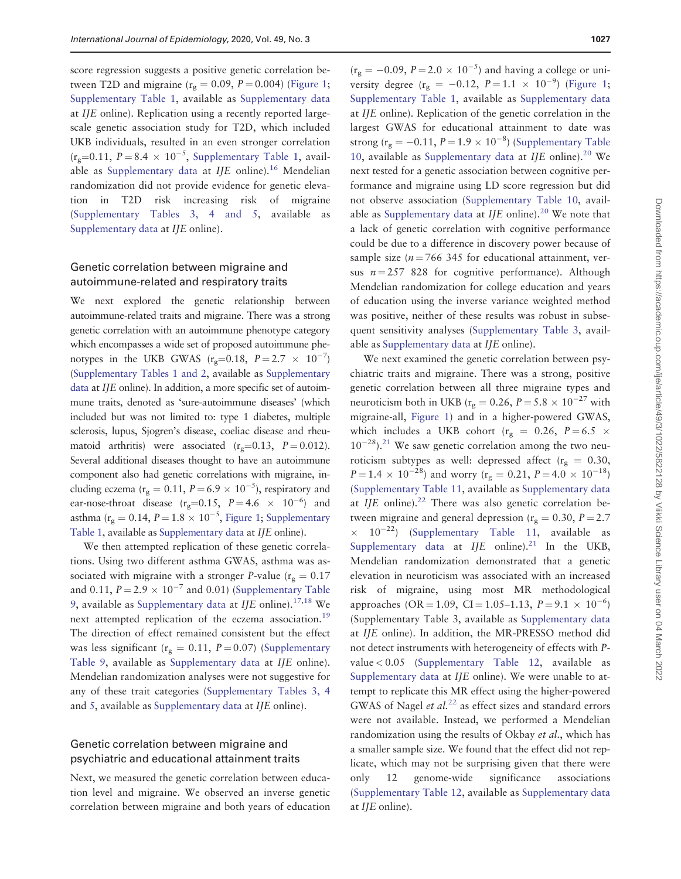score regression suggests a positive genetic correlation between T2D and migraine ($r_g = 0.09$, $P = 0.004$) (Figure 1; Supplementary Table 1, available as Supplementary data at *IJE* online). Replication using a recently reported large-scale genetic association study for T2D, which included UKB individuals, resulted in an even stronger correlation ($r_g$=0.11, $P = 8.4 \times 10^{-5}$, Supplementary Table 1, available as Supplementary data at *IJE* online).[16] Mendelian randomization did not provide evidence for genetic elevation in T2D risk increasing risk of migraine (Supplementary Tables 3, 4 and 5, available as Supplementary data at *IJE* online).

## Genetic correlation between migraine and autoimmune-related and respiratory traits

We next explored the genetic relationship between autoimmune-related traits and migraine. There was a strong genetic correlation with an autoimmune phenotype category which encompasses a wide set of proposed autoimmune phenotypes in the UKB GWAS ($r_g$=0.18, $P = 2.7 \times 10^{-7}$) (Supplementary Tables 1 and 2, available as Supplementary data at *IJE* online). In addition, a more specific set of autoimmune traits, denoted as 'sure-autoimmune diseases' (which included but was not limited to: type 1 diabetes, multiple sclerosis, lupus, Sjogren's disease, coeliac disease and rheumatoid arthritis) were associated ($r_g$=0.13, $P = 0.012$). Several additional diseases thought to have an autoimmune component also had genetic correlations with migraine, including eczema ($r_g = 0.11$, $P = 6.9 \times 10^{-5}$), respiratory and ear-nose-throat disease ($r_g$=0.15, $P = 4.6 \times 10^{-6}$) and asthma ($r_g = 0.14$, $P = 1.8 \times 10^{-5}$, Figure 1; Supplementary Table 1, available as Supplementary data at *IJE* online).

We then attempted replication of these genetic correlations. Using two different asthma GWAS, asthma was associated with migraine with a stronger *P*-value ($r_g = 0.17$ and 0.11, $P = 2.9 \times 10^{-7}$ and 0.01) (Supplementary Table 9, available as Supplementary data at *IJE* online).[17,18] We next attempted replication of the eczema association.[19] The direction of effect remained consistent but the effect was less significant ($r_g = 0.11$, $P = 0.07$) (Supplementary Table 9, available as Supplementary data at *IJE* online). Mendelian randomization analyses were not suggestive for any of these trait categories (Supplementary Tables 3, 4 and 5, available as Supplementary data at *IJE* online).

## Genetic correlation between migraine and psychiatric and educational attainment traits

Next, we measured the genetic correlation between education level and migraine. We observed an inverse genetic correlation between migraine and both years of education ($r_g = -0.09$, $P = 2.0 \times 10^{-5}$) and having a college or university degree ($r_g = -0.12$, $P = 1.1 \times 10^{-9}$) (Figure 1; Supplementary Table 1, available as Supplementary data at *IJE* online). Replication of the genetic correlation in the largest GWAS for educational attainment to date was strong ($r_g = -0.11$, $P = 1.9 \times 10^{-8}$) (Supplementary Table 10, available as Supplementary data at *IJE* online).[20] We next tested for a genetic association between cognitive performance and migraine using LD score regression but did not observe association (Supplementary Table 10, available as Supplementary data at *IJE* online).[20] We note that a lack of genetic correlation with cognitive performance could be due to a difference in discovery power because of sample size ($n = 766\ 345$ for educational attainment, versus $n = 257\ 828$ for cognitive performance). Although Mendelian randomization for college education and years of education using the inverse variance weighted method was positive, neither of these results was robust in subsequent sensitivity analyses (Supplementary Table 3, available as Supplementary data at *IJE* online).

We next examined the genetic correlation between psychiatric traits and migraine. There was a strong, positive genetic correlation between all three migraine types and neuroticism both in UKB ($r_g = 0.26$, $P = 5.8 \times 10^{-27}$ with migraine-all, Figure 1) and in a higher-powered GWAS, which includes a UKB cohort ($r_g = 0.26$, $P = 6.5 \times 10^{-28}$).[21] We saw genetic correlation among the two neuroticism subtypes as well: depressed affect ($r_g = 0.30$, $P = 1.4 \times 10^{-28}$) and worry ($r_g = 0.21$, $P = 4.0 \times 10^{-18}$) (Supplementary Table 11, available as Supplementary data at *IJE* online).[22] There was also genetic correlation between migraine and general depression ($r_g = 0.30$, $P = 2.7 \times 10^{-22}$) (Supplementary Table 11, available as Supplementary data at *IJE* online).[21] In the UKB, Mendelian randomization demonstrated that a genetic elevation in neuroticism was associated with an increased risk of migraine, using most MR methodological approaches (OR = 1.09, CI = 1.05–1.13, $P = 9.1 \times 10^{-6}$) (Supplementary Table 3, available as Supplementary data at *IJE* online). In addition, the MR-PRESSO method did not detect instruments with heterogeneity of effects with *P*-value < 0.05 (Supplementary Table 12, available as Supplementary data at *IJE* online). We were unable to attempt to replicate this MR effect using the higher-powered GWAS of Nagel *et al.*[22] as effect sizes and standard errors were not available. Instead, we performed a Mendelian randomization using the results of Okbay *et al.*, which has a smaller sample size. We found that the effect did not replicate, which may not be surprising given that there were only 12 genome-wide significance associations (Supplementary Table 12, available as Supplementary data at *IJE* online).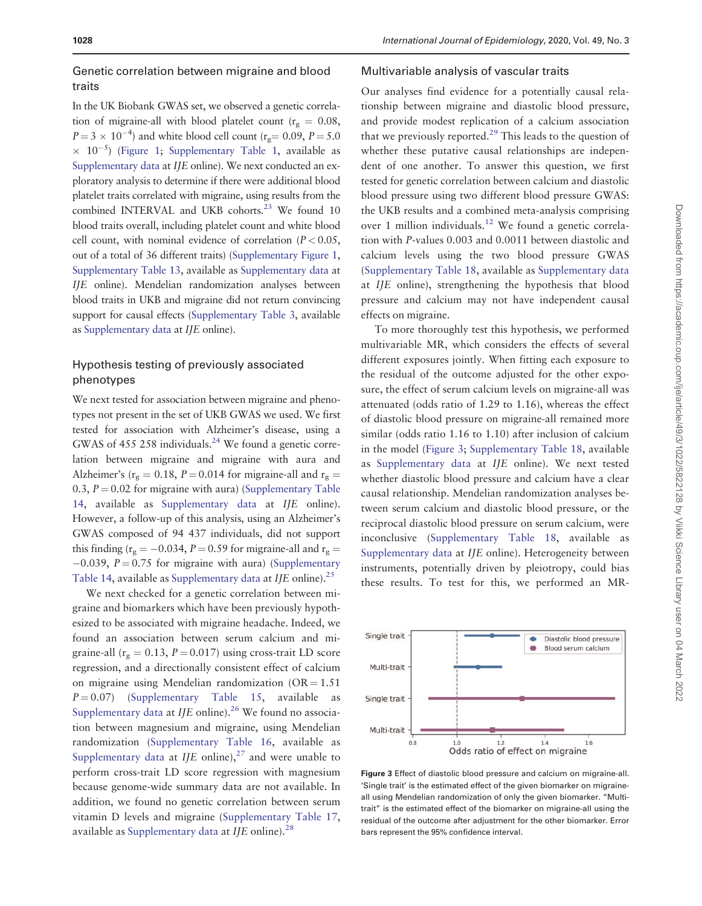## Genetic correlation between migraine and blood traits

In the UK Biobank GWAS set, we observed a genetic correlation of migraine-all with blood platelet count ($r_g = 0.08$, $P = 3 \times 10^{-4}$) and white blood cell count ($r_g = 0.09$, $P = 5.0 \times 10^{-5}$) (Figure 1; Supplementary Table 1, available as Supplementary data at *IJE* online). We next conducted an exploratory analysis to determine if there were additional blood platelet traits correlated with migraine, using results from the combined INTERVAL and UKB cohorts.[23] We found 10 blood traits overall, including platelet count and white blood cell count, with nominal evidence of correlation ($P < 0.05$, out of a total of 36 different traits) (Supplementary Figure 1, Supplementary Table 13, available as Supplementary data at *IJE* online). Mendelian randomization analyses between blood traits in UKB and migraine did not return convincing support for causal effects (Supplementary Table 3, available as Supplementary data at *IJE* online).

## Hypothesis testing of previously associated phenotypes

We next tested for association between migraine and phenotypes not present in the set of UKB GWAS we used. We first tested for association with Alzheimer's disease, using a GWAS of 455 258 individuals.[24] We found a genetic correlation between migraine and migraine with aura and Alzheimer's ($r_g = 0.18$, $P = 0.014$ for migraine-all and $r_g = 0.3$, $P = 0.02$ for migraine with aura) (Supplementary Table 14, available as Supplementary data at *IJE* online). However, a follow-up of this analysis, using an Alzheimer's GWAS composed of 94 437 individuals, did not support this finding ($r_g = -0.034$, $P = 0.59$ for migraine-all and $r_g = -0.039$, $P = 0.75$ for migraine with aura) (Supplementary Table 14, available as Supplementary data at *IJE* online).[25]

We next checked for a genetic correlation between migraine and biomarkers which have been previously hypothesized to be associated with migraine headache. Indeed, we found an association between serum calcium and migraine-all ($r_g = 0.13$, $P = 0.017$) using cross-trait LD score regression, and a directionally consistent effect of calcium on migraine using Mendelian randomization (OR = 1.51 $P = 0.07$) (Supplementary Table 15, available as Supplementary data at *IJE* online).[26] We found no association between magnesium and migraine, using Mendelian randomization (Supplementary Table 16, available as Supplementary data at *IJE* online),[27] and were unable to perform cross-trait LD score regression with magnesium because genome-wide summary data are not available. In addition, we found no genetic correlation between serum vitamin D levels and migraine (Supplementary Table 17, available as Supplementary data at *IJE* online).[28]

## Multivariable analysis of vascular traits

Our analyses find evidence for a potentially causal relationship between migraine and diastolic blood pressure, and provide modest replication of a calcium association that we previously reported.[29] This leads to the question of whether these putative causal relationships are independent of one another. To answer this question, we first tested for genetic correlation between calcium and diastolic blood pressure using two different blood pressure GWAS: the UKB results and a combined meta-analysis comprising over 1 million individuals.[12] We found a genetic correlation with $P$-values 0.003 and 0.0011 between diastolic and calcium levels using the two blood pressure GWAS (Supplementary Table 18, available as Supplementary data at *IJE* online), strengthening the hypothesis that blood pressure and calcium may not have independent causal effects on migraine.

To more thoroughly test this hypothesis, we performed multivariable MR, which considers the effects of several different exposures jointly. When fitting each exposure to the residual of the outcome adjusted for the other exposure, the effect of serum calcium levels on migraine-all was attenuated (odds ratio of 1.29 to 1.16), whereas the effect of diastolic blood pressure on migraine-all remained more similar (odds ratio 1.16 to 1.10) after inclusion of calcium in the model (Figure 3; Supplementary Table 18, available as Supplementary data at *IJE* online). We next tested whether diastolic blood pressure and calcium have a clear causal relationship. Mendelian randomization analyses between serum calcium and diastolic blood pressure, or the reciprocal diastolic blood pressure on serum calcium, were inconclusive (Supplementary Table 18, available as Supplementary data at *IJE* online). Heterogeneity between instruments, potentially driven by pleiotropy, could bias these results. To test for this, we performed an MR-

**Figure 3** Effect of diastolic blood pressure and calcium on migraine-all. 'Single trait' is the estimated effect of the given biomarker on migraine-all using Mendelian randomization of only the given biomarker. "Multi-trait" is the estimated effect of the biomarker on migraine-all using the residual of the outcome after adjustment for the other biomarker. Error bars represent the 95% confidence interval.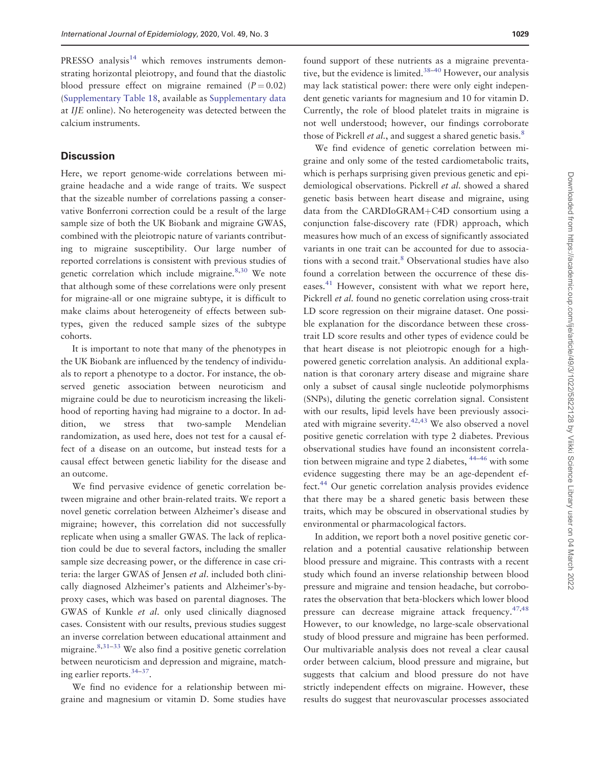PRESSO analysis[14] which removes instruments demonstrating horizontal pleiotropy, and found that the diastolic blood pressure effect on migraine remained ($P = 0.02$) (Supplementary Table 18, available as Supplementary data at *IJE* online). No heterogeneity was detected between the calcium instruments.

## Discussion

Here, we report genome-wide correlations between migraine headache and a wide range of traits. We suspect that the sizeable number of correlations passing a conservative Bonferroni correction could be a result of the large sample size of both the UK Biobank and migraine GWAS, combined with the pleiotropic nature of variants contributing to migraine susceptibility. Our large number of reported correlations is consistent with previous studies of genetic correlation which include migraine.[8,30] We note that although some of these correlations were only present for migraine-all or one migraine subtype, it is difficult to make claims about heterogeneity of effects between subtypes, given the reduced sample sizes of the subtype cohorts.

It is important to note that many of the phenotypes in the UK Biobank are influenced by the tendency of individuals to report a phenotype to a doctor. For instance, the observed genetic association between neuroticism and migraine could be due to neuroticism increasing the likelihood of reporting having had migraine to a doctor. In addition, we stress that two-sample Mendelian randomization, as used here, does not test for a causal effect of a disease on an outcome, but instead tests for a causal effect between genetic liability for the disease and an outcome.

We find pervasive evidence of genetic correlation between migraine and other brain-related traits. We report a novel genetic correlation between Alzheimer's disease and migraine; however, this correlation did not successfully replicate when using a smaller GWAS. The lack of replication could be due to several factors, including the smaller sample size decreasing power, or the difference in case criteria: the larger GWAS of Jensen *et al.* included both clinically diagnosed Alzheimer's patients and Alzheimer's-by-proxy cases, which was based on parental diagnoses. The GWAS of Kunkle *et al.* only used clinically diagnosed cases. Consistent with our results, previous studies suggest an inverse correlation between educational attainment and migraine.[8,31–33] We also find a positive genetic correlation between neuroticism and depression and migraine, matching earlier reports.[34–37].

We find no evidence for a relationship between migraine and magnesium or vitamin D. Some studies have found support of these nutrients as a migraine preventative, but the evidence is limited.[38–40] However, our analysis may lack statistical power: there were only eight independent genetic variants for magnesium and 10 for vitamin D. Currently, the role of blood platelet traits in migraine is not well understood; however, our findings corroborate those of Pickrell *et al.*, and suggest a shared genetic basis.[8]

We find evidence of genetic correlation between migraine and only some of the tested cardiometabolic traits, which is perhaps surprising given previous genetic and epidemiological observations. Pickrell *et al.* showed a shared genetic basis between heart disease and migraine, using data from the CARDIoGRAM+C4D consortium using a conjunction false-discovery rate (FDR) approach, which measures how much of an excess of significantly associated variants in one trait can be accounted for due to associations with a second trait.[8] Observational studies have also found a correlation between the occurrence of these diseases.[41] However, consistent with what we report here, Pickrell *et al.* found no genetic correlation using cross-trait LD score regression on their migraine dataset. One possible explanation for the discordance between these cross-trait LD score results and other types of evidence could be that heart disease is not pleiotropic enough for a high-powered genetic correlation analysis. An additional explanation is that coronary artery disease and migraine share only a subset of causal single nucleotide polymorphisms (SNPs), diluting the genetic correlation signal. Consistent with our results, lipid levels have been previously associated with migraine severity.[42,43] We also observed a novel positive genetic correlation with type 2 diabetes. Previous observational studies have found an inconsistent correlation between migraine and type 2 diabetes,[44–46] with some evidence suggesting there may be an age-dependent effect.[44] Our genetic correlation analysis provides evidence that there may be a shared genetic basis between these traits, which may be obscured in observational studies by environmental or pharmacological factors.

In addition, we report both a novel positive genetic correlation and a potential causative relationship between blood pressure and migraine. This contrasts with a recent study which found an inverse relationship between blood pressure and migraine and tension headache, but corroborates the observation that beta-blockers which lower blood pressure can decrease migraine attack frequency.[47,48] However, to our knowledge, no large-scale observational study of blood pressure and migraine has been performed. Our multivariable analysis does not reveal a clear causal order between calcium, blood pressure and migraine, but suggests that calcium and blood pressure do not have strictly independent effects on migraine. However, these results do suggest that neurovascular processes associated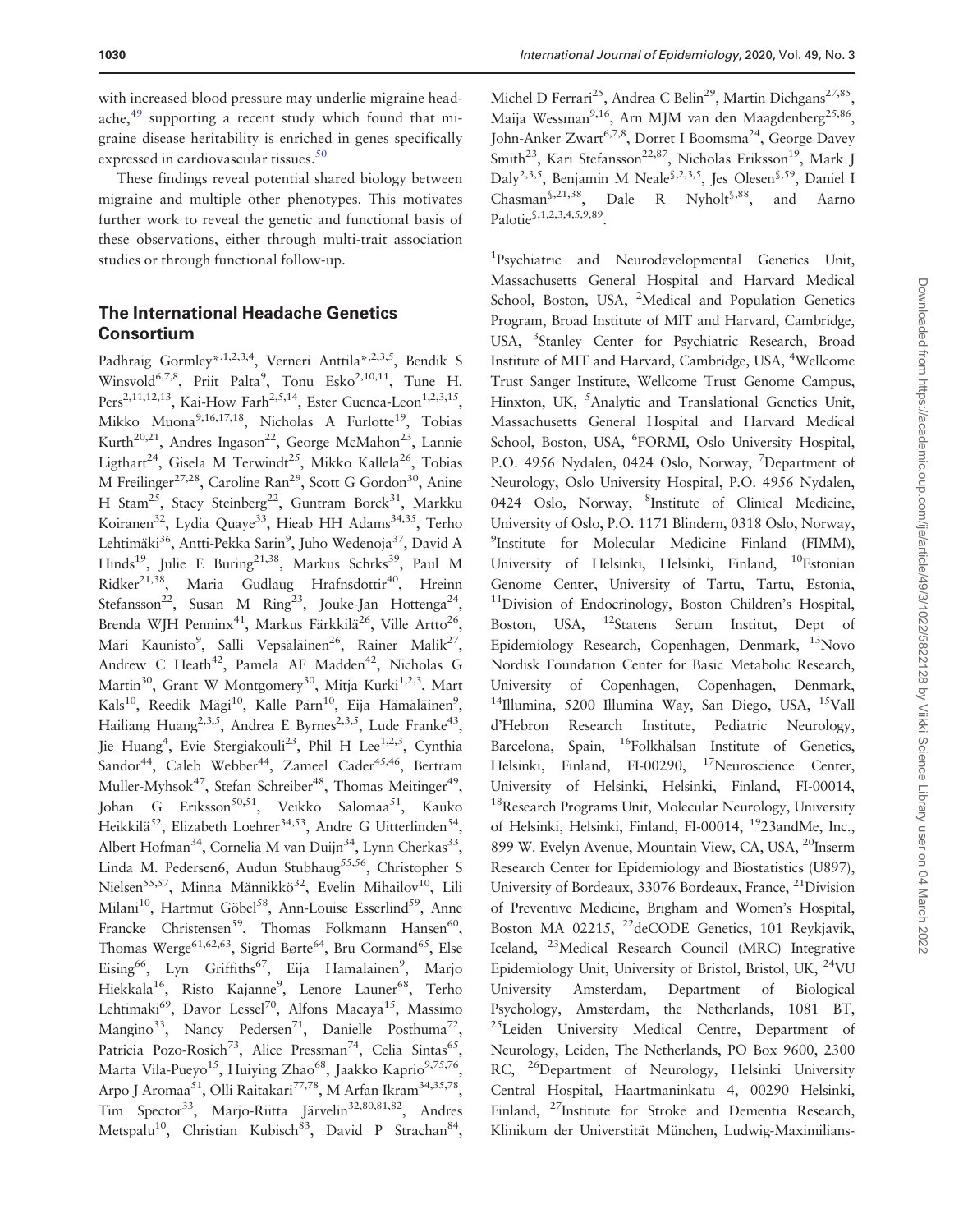with increased blood pressure may underlie migraine headache,[49] supporting a recent study which found that migraine disease heritability is enriched in genes specifically expressed in cardiovascular tissues.[50]

These findings reveal potential shared biology between migraine and multiple other phenotypes. This motivates further work to reveal the genetic and functional basis of these observations, either through multi-trait association studies or through functional follow-up.

## The International Headache Genetics Consortium

Padhraig Gormley*[,1,2,3,4], Verneri Anttila*[,2,3,5], Bendik S Winsvold[6,7,8], Priit Palta[9], Tonu Esko[2,10,11], Tune H. Pers[2,11,12,13], Kai-How Farh[2,5,14], Ester Cuenca-Leon[1,2,3,15], Mikko Muona[9,16,17,18], Nicholas A Furlotte[19], Tobias Kurth[20,21], Andres Ingason[22], George McMahon[23], Lannie Ligthart[24], Gisela M Terwindt[25], Mikko Kallela[26], Tobias M Freilinger[27,28], Caroline Ran[29], Scott G Gordon[30], Anine H Stam[25], Stacy Steinberg[22], Guntram Borck[31], Markku Koiranen[32], Lydia Quaye[33], Hieab HH Adams[34,35], Terho Lehtimäki[36], Antti-Pekka Sarin[9], Juho Wedenoja[37], David A Hinds[19], Julie E Buring[21,38], Markus Schrks[39], Paul M Ridker[21,38], Maria Gudlaug Hrafnsdottir[40], Hreinn Stefansson[22], Susan M Ring[23], Jouke-Jan Hottenga[24], Brenda WJH Penninx[41], Markus Färkkilä[26], Ville Artto[26], Mari Kaunisto[9], Salli Vepsäläinen[26], Rainer Malik[27], Andrew C Heath[42], Pamela AF Madden[42], Nicholas G Martin[30], Grant W Montgomery[30], Mitja Kurki[1,2,3], Mart Kals[10], Reedik Mägi[10], Kalle Pärn[10], Eija Hämäläinen[9], Hailiang Huang[2,3,5], Andrea E Byrnes[2,3,5], Lude Franke[43], Jie Huang[4], Evie Stergiakouli[23], Phil H Lee[1,2,3], Cynthia Sandor[44], Caleb Webber[44], Zameel Cader[45,46], Bertram Muller-Myhsok[47], Stefan Schreiber[48], Thomas Meitinger[49], Johan G Eriksson[50,51], Veikko Salomaa[51], Kauko Heikkilä[52], Elizabeth Loehrer[34,53], Andre G Uitterlinden[54], Albert Hofman[34], Cornelia M van Duijn[34], Lynn Cherkas[33], Linda M. Pedersen6, Audun Stubhaug[55,56], Christopher S Nielsen[55,57], Minna Männikkö[32], Evelin Mihailov[10], Lili Milani[10], Hartmut Göbel[58], Ann-Louise Esserlind[59], Anne Francke Christensen[59], Thomas Folkmann Hansen[60], Thomas Werge[61,62,63], Sigrid Børte[64], Bru Cormand[65], Else Eising[66], Lyn Griffiths[67], Eija Hamalainen[9], Marjo Hiekkala[16], Risto Kajanne[9], Lenore Launer[68], Terho Lehtimaki[69], Davor Lessel[70], Alfons Macaya[15], Massimo Mangino[33], Nancy Pedersen[71], Danielle Posthuma[72], Patricia Pozo-Rosich[73], Alice Pressman[74], Celia Sintas[65], Marta Vila-Pueyo[15], Huiying Zhao[68], Jaakko Kaprio[9,75,76], Arpo J Aromaa[51], Olli Raitakari[77,78], M Arfan Ikram[34,35,78], Tim Spector[33], Marjo-Riitta Järvelin[32,80,81,82], Andres Metspalu[10], Christian Kubisch[83], David P Strachan[84], Michel D Ferrari[25], Andrea C Belin[29], Martin Dichgans[27,85], Maija Wessman[9,16], Arn MJM van den Maagdenberg[25,86], John-Anker Zwart[6,7,8], Dorret I Boomsma[24], George Davey Smith[23], Kari Stefansson[22,87], Nicholas Eriksson[19], Mark J Daly[2,3,5], Benjamin M Neale[§,2,3,5], Jes Olesen[§,59], Daniel I Chasman[§,21,38], Dale R Nyholt[§,88], and Aarno Palotie[§,1,2,3,4,5,9,89].

[1]Psychiatric and Neurodevelopmental Genetics Unit, Massachusetts General Hospital and Harvard Medical School, Boston, USA, [2]Medical and Population Genetics Program, Broad Institute of MIT and Harvard, Cambridge, USA, [3]Stanley Center for Psychiatric Research, Broad Institute of MIT and Harvard, Cambridge, USA, [4]Wellcome Trust Sanger Institute, Wellcome Trust Genome Campus, Hinxton, UK, [5]Analytic and Translational Genetics Unit, Massachusetts General Hospital and Harvard Medical School, Boston, USA, [6]FORMI, Oslo University Hospital, P.O. 4956 Nydalen, 0424 Oslo, Norway, [7]Department of Neurology, Oslo University Hospital, P.O. 4956 Nydalen, 0424 Oslo, Norway, [8]Institute of Clinical Medicine, University of Oslo, P.O. 1171 Blindern, 0318 Oslo, Norway, [9]Institute for Molecular Medicine Finland (FIMM), University of Helsinki, Helsinki, Finland, [10]Estonian Genome Center, University of Tartu, Tartu, Estonia, [11]Division of Endocrinology, Boston Children's Hospital, Boston, USA, [12]Statens Serum Institut, Dept of Epidemiology Research, Copenhagen, Denmark, [13]Novo Nordisk Foundation Center for Basic Metabolic Research, University of Copenhagen, Copenhagen, Denmark, [14]Illumina, 5200 Illumina Way, San Diego, USA, [15]Vall d'Hebron Research Institute, Pediatric Neurology, Barcelona, Spain, [16]Folkhälsan Institute of Genetics, Helsinki, Finland, FI-00290, [17]Neuroscience Center, University of Helsinki, Helsinki, Finland, FI-00014, [18]Research Programs Unit, Molecular Neurology, University of Helsinki, Helsinki, Finland, FI-00014, [19]23andMe, Inc., 899 W. Evelyn Avenue, Mountain View, CA, USA, [20]Inserm Research Center for Epidemiology and Biostatistics (U897), University of Bordeaux, 33076 Bordeaux, France, [21]Division of Preventive Medicine, Brigham and Women's Hospital, Boston MA 02215, [22]deCODE Genetics, 101 Reykjavik, Iceland, [23]Medical Research Council (MRC) Integrative Epidemiology Unit, University of Bristol, Bristol, UK, [24]VU University Amsterdam, Department of Biological Psychology, Amsterdam, the Netherlands, 1081 BT, [25]Leiden University Medical Centre, Department of Neurology, Leiden, The Netherlands, PO Box 9600, 2300 RC, [26]Department of Neurology, Helsinki University Central Hospital, Haartmaninkatu 4, 00290 Helsinki, Finland, [27]Institute for Stroke and Dementia Research, Klinikum der Universtität München, Ludwig-Maximilians-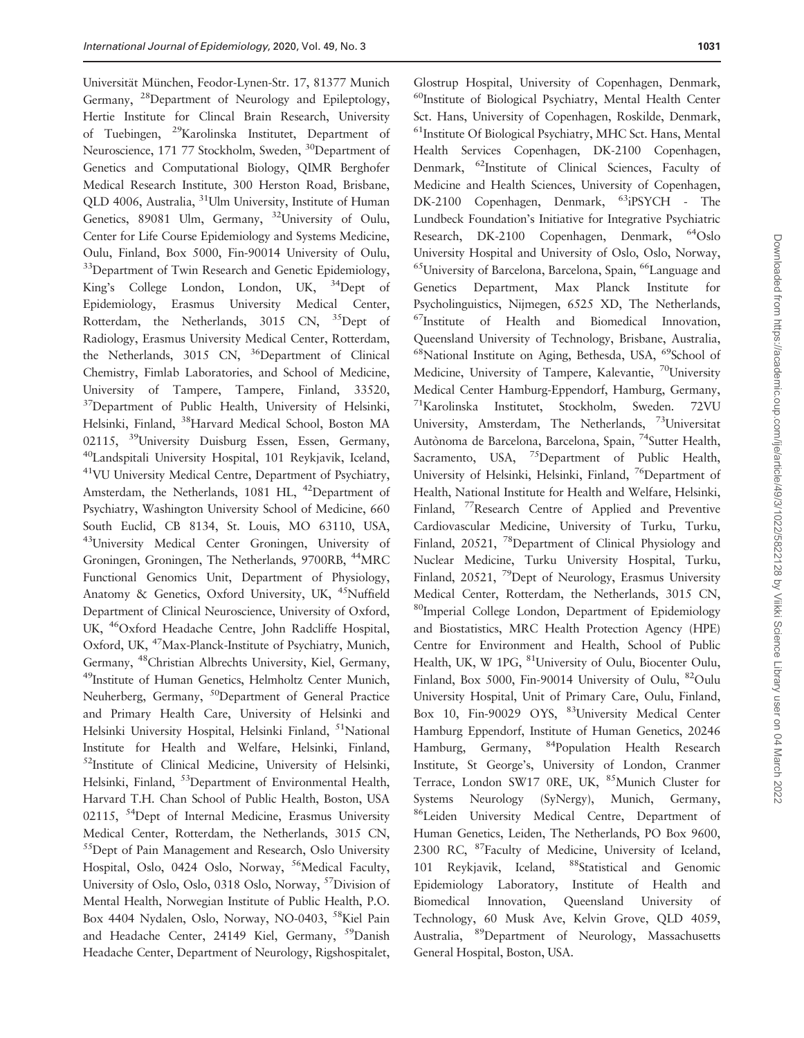Universität München, Feodor-Lynen-Str. 17, 81377 Munich Germany, [28]Department of Neurology and Epileptology, Hertie Institute for Clincal Brain Research, University of Tuebingen, [29]Karolinska Institutet, Department of Neuroscience, 171 77 Stockholm, Sweden, [30]Department of Genetics and Computational Biology, QIMR Berghofer Medical Research Institute, 300 Herston Road, Brisbane, QLD 4006, Australia, [31]Ulm University, Institute of Human Genetics, 89081 Ulm, Germany, [32]University of Oulu, Center for Life Course Epidemiology and Systems Medicine, Oulu, Finland, Box 5000, Fin-90014 University of Oulu, [33]Department of Twin Research and Genetic Epidemiology, King's College London, London, UK, [34]Dept of Epidemiology, Erasmus University Medical Center, Rotterdam, the Netherlands, 3015 CN, [35]Dept of Radiology, Erasmus University Medical Center, Rotterdam, the Netherlands, 3015 CN, [36]Department of Clinical Chemistry, Fimlab Laboratories, and School of Medicine, University of Tampere, Tampere, Finland, 33520, [37]Department of Public Health, University of Helsinki, Helsinki, Finland, [38]Harvard Medical School, Boston MA 02115, [39]University Duisburg Essen, Essen, Germany, [40]Landspitali University Hospital, 101 Reykjavik, Iceland, [41]VU University Medical Centre, Department of Psychiatry, Amsterdam, the Netherlands, 1081 HL, [42]Department of Psychiatry, Washington University School of Medicine, 660 South Euclid, CB 8134, St. Louis, MO 63110, USA, [43]University Medical Center Groningen, University of Groningen, Groningen, The Netherlands, 9700RB, [44]MRC Functional Genomics Unit, Department of Physiology, Anatomy & Genetics, Oxford University, UK, [45]Nuffield Department of Clinical Neuroscience, University of Oxford, UK, [46]Oxford Headache Centre, John Radcliffe Hospital, Oxford, UK, [47]Max-Planck-Institute of Psychiatry, Munich, Germany, [48]Christian Albrechts University, Kiel, Germany, [49]Institute of Human Genetics, Helmholtz Center Munich, Neuherberg, Germany, [50]Department of General Practice and Primary Health Care, University of Helsinki and Helsinki University Hospital, Helsinki Finland, [51]National Institute for Health and Welfare, Helsinki, Finland, [52]Institute of Clinical Medicine, University of Helsinki, Helsinki, Finland, [53]Department of Environmental Health, Harvard T.H. Chan School of Public Health, Boston, USA 02115, [54]Dept of Internal Medicine, Erasmus University Medical Center, Rotterdam, the Netherlands, 3015 CN, [55]Dept of Pain Management and Research, Oslo University Hospital, Oslo, 0424 Oslo, Norway, [56]Medical Faculty, University of Oslo, Oslo, 0318 Oslo, Norway, [57]Division of Mental Health, Norwegian Institute of Public Health, P.O. Box 4404 Nydalen, Oslo, Norway, NO-0403, [58]Kiel Pain and Headache Center, 24149 Kiel, Germany, [59]Danish Headache Center, Department of Neurology, Rigshospitalet, Glostrup Hospital, University of Copenhagen, Denmark, [60]Institute of Biological Psychiatry, Mental Health Center Sct. Hans, University of Copenhagen, Roskilde, Denmark, [61]Institute Of Biological Psychiatry, MHC Sct. Hans, Mental Health Services Copenhagen, DK-2100 Copenhagen, Denmark, [62]Institute of Clinical Sciences, Faculty of Medicine and Health Sciences, University of Copenhagen, DK-2100 Copenhagen, Denmark, [63]iPSYCH - The Lundbeck Foundation's Initiative for Integrative Psychiatric Research, DK-2100 Copenhagen, Denmark, [64]Oslo University Hospital and University of Oslo, Oslo, Norway, [65]University of Barcelona, Barcelona, Spain, [66]Language and Genetics Department, Max Planck Institute for Psycholinguistics, Nijmegen, 6525 XD, The Netherlands, [67]Institute of Health and Biomedical Innovation, Queensland University of Technology, Brisbane, Australia, [68]National Institute on Aging, Bethesda, USA, [69]School of Medicine, University of Tampere, Kalevantie, [70]University Medical Center Hamburg-Eppendorf, Hamburg, Germany, [71]Karolinska Institutet, Stockholm, Sweden. 72VU University, Amsterdam, The Netherlands, [73]Universitat Autònoma de Barcelona, Barcelona, Spain, [74]Sutter Health, Sacramento, USA, [75]Department of Public Health, University of Helsinki, Helsinki, Finland, [76]Department of Health, National Institute for Health and Welfare, Helsinki, Finland, [77]Research Centre of Applied and Preventive Cardiovascular Medicine, University of Turku, Turku, Finland, 20521, [78]Department of Clinical Physiology and Nuclear Medicine, Turku University Hospital, Turku, Finland, 20521, [79]Dept of Neurology, Erasmus University Medical Center, Rotterdam, the Netherlands, 3015 CN, [80]Imperial College London, Department of Epidemiology and Biostatistics, MRC Health Protection Agency (HPE) Centre for Environment and Health, School of Public Health, UK, W 1PG, [81]University of Oulu, Biocenter Oulu, Finland, Box 5000, Fin-90014 University of Oulu, [82]Oulu University Hospital, Unit of Primary Care, Oulu, Finland, Box 10, Fin-90029 OYS, [83]University Medical Center Hamburg Eppendorf, Institute of Human Genetics, 20246 Hamburg, Germany, [84]Population Health Research Institute, St George's, University of London, Cranmer Terrace, London SW17 0RE, UK, [85]Munich Cluster for Systems Neurology (SyNergy), Munich, Germany, [86]Leiden University Medical Centre, Department of Human Genetics, Leiden, The Netherlands, PO Box 9600, 2300 RC, [87]Faculty of Medicine, University of Iceland, 101 Reykjavik, Iceland, [88]Statistical and Genomic Epidemiology Laboratory, Institute of Health and Biomedical Innovation, Queensland University of Technology, 60 Musk Ave, Kelvin Grove, QLD 4059, Australia, [89]Department of Neurology, Massachusetts General Hospital, Boston, USA.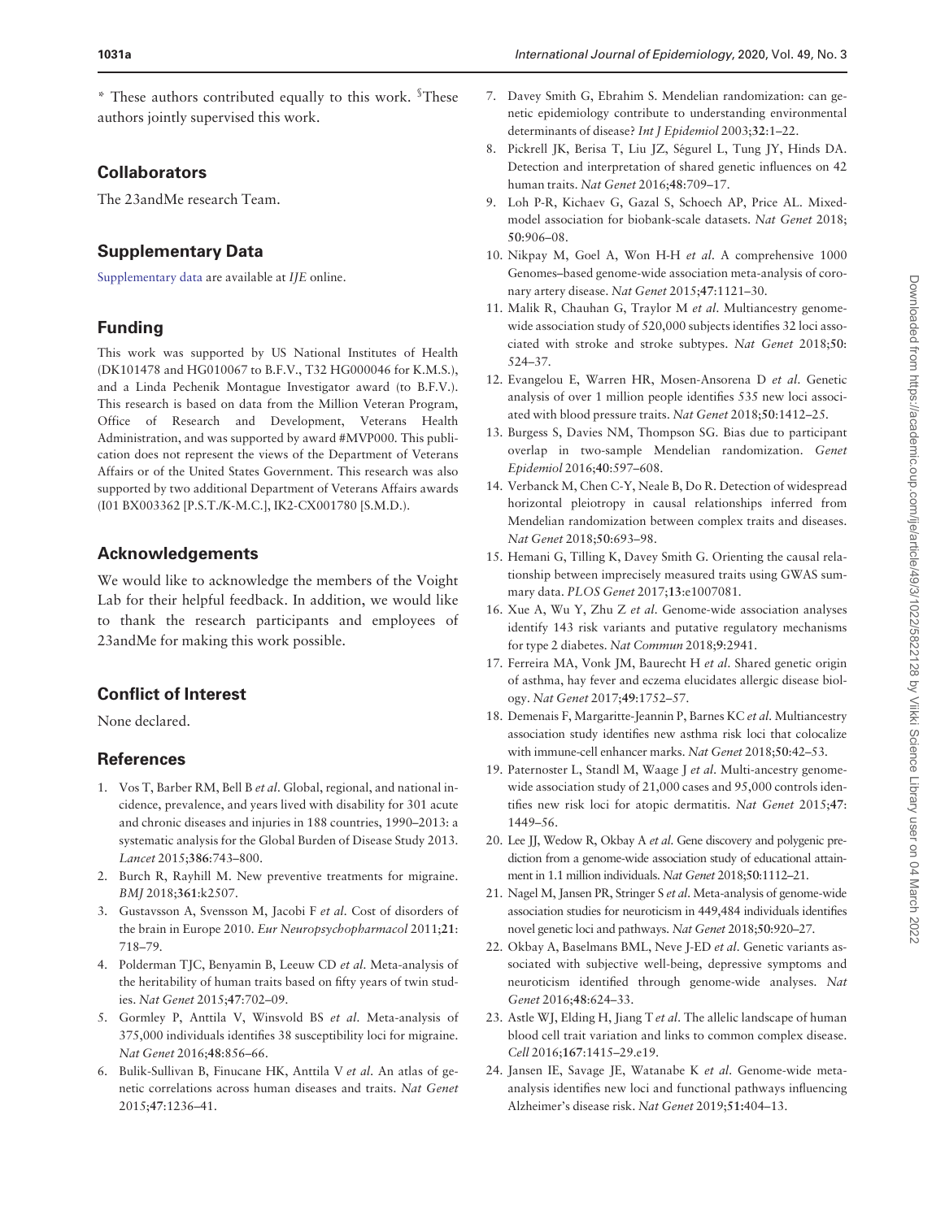* These authors contributed equally to this work. §These authors jointly supervised this work.

## Collaborators

The 23andMe research Team.

## Supplementary Data

Supplementary data are available at *IJE* online.

## Funding

This work was supported by US National Institutes of Health (DK101478 and HG010067 to B.F.V., T32 HG000046 for K.M.S.), and a Linda Pechenik Montague Investigator award (to B.F.V.). This research is based on data from the Million Veteran Program, Office of Research and Development, Veterans Health Administration, and was supported by award #MVP000. This publication does not represent the views of the Department of Veterans Affairs or of the United States Government. This research was also supported by two additional Department of Veterans Affairs awards (I01 BX003362 [P.S.T./K-M.C.], IK2-CX001780 [S.M.D.).

## Acknowledgements

We would like to acknowledge the members of the Voight Lab for their helpful feedback. In addition, we would like to thank the research participants and employees of 23andMe for making this work possible.

## Conflict of Interest

None declared.

## References

1. Vos T, Barber RM, Bell B *et al*. Global, regional, and national incidence, prevalence, and years lived with disability for 301 acute and chronic diseases and injuries in 188 countries, 1990–2013: a systematic analysis for the Global Burden of Disease Study 2013. *Lancet* 2015;**386**:743–800.
2. Burch R, Rayhill M. New preventive treatments for migraine. *BMJ* 2018;**361**:k2507.
3. Gustavsson A, Svensson M, Jacobi F *et al*. Cost of disorders of the brain in Europe 2010. *Eur Neuropsychopharmacol* 2011;**21**: 718–79.
4. Polderman TJC, Benyamin B, Leeuw CD *et al*. Meta-analysis of the heritability of human traits based on fifty years of twin studies. *Nat Genet* 2015;**47**:702–09.
5. Gormley P, Anttila V, Winsvold BS *et al*. Meta-analysis of 375,000 individuals identifies 38 susceptibility loci for migraine. *Nat Genet* 2016;**48**:856–66.
6. Bulik-Sullivan B, Finucane HK, Anttila V *et al*. An atlas of genetic correlations across human diseases and traits. *Nat Genet* 2015;**47**:1236–41.
7. Davey Smith G, Ebrahim S. Mendelian randomization: can genetic epidemiology contribute to understanding environmental determinants of disease? *Int J Epidemiol* 2003;**32**:1–22.
8. Pickrell JK, Berisa T, Liu JZ, Ségurel L, Tung JY, Hinds DA. Detection and interpretation of shared genetic influences on 42 human traits. *Nat Genet* 2016;**48**:709–17.
9. Loh P-R, Kichaev G, Gazal S, Schoech AP, Price AL. Mixed-model association for biobank-scale datasets. *Nat Genet* 2018; **50**:906–08.
10. Nikpay M, Goel A, Won H-H *et al*. A comprehensive 1000 Genomes–based genome-wide association meta-analysis of coronary artery disease. *Nat Genet* 2015;**47**:1121–30.
11. Malik R, Chauhan G, Traylor M *et al*. Multiancestry genome-wide association study of 520,000 subjects identifies 32 loci associated with stroke and stroke subtypes. *Nat Genet* 2018;**50**: 524–37.
12. Evangelou E, Warren HR, Mosen-Ansorena D *et al*. Genetic analysis of over 1 million people identifies 535 new loci associated with blood pressure traits. *Nat Genet* 2018;**50**:1412–25.
13. Burgess S, Davies NM, Thompson SG. Bias due to participant overlap in two-sample Mendelian randomization. *Genet Epidemiol* 2016;**40**:597–608.
14. Verbanck M, Chen C-Y, Neale B, Do R. Detection of widespread horizontal pleiotropy in causal relationships inferred from Mendelian randomization between complex traits and diseases. *Nat Genet* 2018;**50**:693–98.
15. Hemani G, Tilling K, Davey Smith G. Orienting the causal relationship between imprecisely measured traits using GWAS summary data. *PLOS Genet* 2017;**13**:e1007081.
16. Xue A, Wu Y, Zhu Z *et al*. Genome-wide association analyses identify 143 risk variants and putative regulatory mechanisms for type 2 diabetes. *Nat Commun* 2018;**9**:2941.
17. Ferreira MA, Vonk JM, Baurecht H *et al*. Shared genetic origin of asthma, hay fever and eczema elucidates allergic disease biology. *Nat Genet* 2017;**49**:1752–57.
18. Demenais F, Margaritte-Jeannin P, Barnes KC *et al*. Multiancestry association study identifies new asthma risk loci that colocalize with immune-cell enhancer marks. *Nat Genet* 2018;**50**:42–53.
19. Paternoster L, Standl M, Waage J *et al*. Multi-ancestry genome-wide association study of 21,000 cases and 95,000 controls identifies new risk loci for atopic dermatitis. *Nat Genet* 2015;**47**: 1449–56.
20. Lee JJ, Wedow R, Okbay A *et al*. Gene discovery and polygenic prediction from a genome-wide association study of educational attainment in 1.1 million individuals. *Nat Genet* 2018;**50**:1112–21.
21. Nagel M, Jansen PR, Stringer S *et al*. Meta-analysis of genome-wide association studies for neuroticism in 449,484 individuals identifies novel genetic loci and pathways. *Nat Genet* 2018;**50**:920–27.
22. Okbay A, Baselmans BML, Neve J-ED *et al*. Genetic variants associated with subjective well-being, depressive symptoms and neuroticism identified through genome-wide analyses. *Nat Genet* 2016;**48**:624–33.
23. Astle WJ, Elding H, Jiang T *et al*. The allelic landscape of human blood cell trait variation and links to common complex disease. *Cell* 2016;**167**:1415–29.e19.
24. Jansen IE, Savage JE, Watanabe K *et al*. Genome-wide meta-analysis identifies new loci and functional pathways influencing Alzheimer's disease risk. *Nat Genet* 2019;**51**:404–13.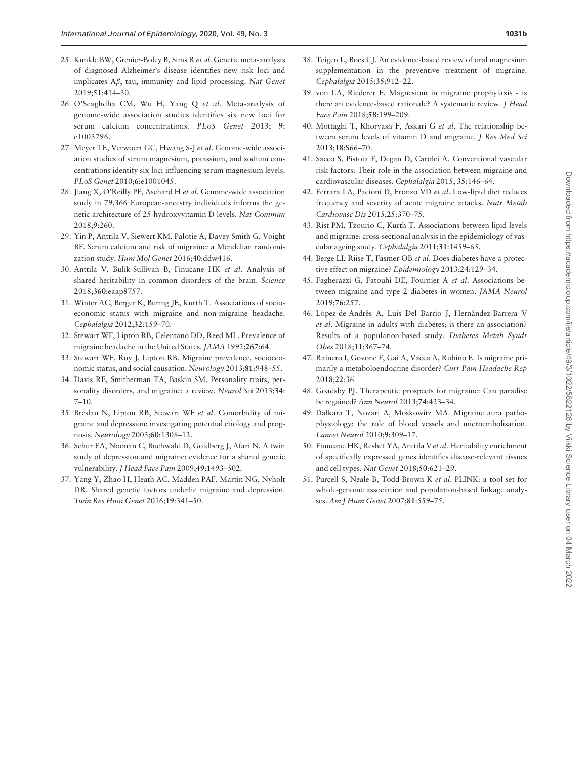25. Kunkle BW, Grenier-Boley B, Sims R *et al*. Genetic meta-analysis of diagnosed Alzheimer's disease identifies new risk loci and implicates A$\beta$, tau, immunity and lipid processing. *Nat Genet* 2019;**51**:414–30.
26. O'Seaghdha CM, Wu H, Yang Q *et al*. Meta-analysis of genome-wide association studies identifies six new loci for serum calcium concentrations. *PLoS Genet* 2013; **9**: e1003796.
27. Meyer TE, Verwoert GC, Hwang S-J *et al*. Genome-wide association studies of serum magnesium, potassium, and sodium concentrations identify six loci influencing serum magnesium levels. *PLoS Genet* 2010;**6**:e1001045.
28. Jiang X, O'Reilly PF, Aschard H *et al*. Genome-wide association study in 79,366 European-ancestry individuals informs the genetic architecture of 25-hydroxyvitamin D levels. *Nat Commun* 2018;**9**:260.
29. Yin P, Anttila V, Siewert KM, Palotie A, Davey Smith G, Voight BF. Serum calcium and risk of migraine: a Mendelian randomization study. *Hum Mol Genet* 2016;**40**:ddw416.
30. Anttila V, Bulik-Sullivan B, Finucane HK *et al*. Analysis of shared heritability in common disorders of the brain. *Science* 2018;**360**:eaap8757.
31. Winter AC, Berger K, Buring JE, Kurth T. Associations of socioeconomic status with migraine and non-migraine headache. *Cephalalgia* 2012;**32**:159–70.
32. Stewart WF, Lipton RB, Celentano DD, Reed ML. Prevalence of migraine headache in the United States. *JAMA* 1992;**267**:64.
33. Stewart WF, Roy J, Lipton RB. Migraine prevalence, socioeconomic status, and social causation. *Neurology* 2013;**81**:948–55.
34. Davis RE, Smitherman TA, Baskin SM. Personality traits, personality disorders, and migraine: a review. *Neurol Sci* 2013;**34**: 7–10.
35. Breslau N, Lipton RB, Stewart WF *et al*. Comorbidity of migraine and depression: investigating potential etiology and prognosis. *Neurology* 2003;**60**:1308–12.
36. Schur EA, Noonan C, Buchwald D, Goldberg J, Afari N. A twin study of depression and migraine: evidence for a shared genetic vulnerability. *J Head Face Pain* 2009;**49**:1493–502.
37. Yang Y, Zhao H, Heath AC, Madden PAF, Martin NG, Nyholt DR. Shared genetic factors underlie migraine and depression. *Twin Res Hum Genet* 2016;**19**:341–50.
38. Teigen L, Boes CJ. An evidence-based review of oral magnesium supplementation in the preventive treatment of migraine. *Cephalalgia* 2015;**35**:912–22.
39. von LA, Riederer F. Magnesium in migraine prophylaxis - is there an evidence-based rationale? A systematic review. *J Head Face Pain* 2018;**58**:199–209.
40. Mottaghi T, Khorvash F, Askari G *et al*. The relationship between serum levels of vitamin D and migraine. *J Res Med Sci* 2013;**18**:S66–70.
41. Sacco S, Pistoia F, Degan D, Carolei A. Conventional vascular risk factors: Their role in the association between migraine and cardiovascular diseases. *Cephalalgia* 2015; **35**:146–64.
42. Ferrara LA, Pacioni D, Fronzo VD *et al*. Low-lipid diet reduces frequency and severity of acute migraine attacks. *Nutr Metab Cardiovasc Dis* 2015;**25**:370–75.
43. Rist PM, Tzourio C, Kurth T. Associations between lipid levels and migraine: cross-sectional analysis in the epidemiology of vascular ageing study. *Cephalalgia* 2011;**31**:1459–65.
44. Berge LI, Riise T, Fasmer OB *et al*. Does diabetes have a protective effect on migraine? *Epidemiology* 2013;**24**:129–34.
45. Fagherazzi G, Fatouhi DE, Fournier A *et al*. Associations between migraine and type 2 diabetes in women. *JAMA Neurol* 2019;**76**:257.
46. López-de-Andrés A, Luis Del Barrio J, Hernández-Barrera V *et al*. Migraine in adults with diabetes; is there an association? Results of a population-based study. *Diabetes Metab Syndr Obes* 2018;**11**:367–74.
47. Rainero I, Govone F, Gai A, Vacca A, Rubino E. Is migraine primarily a metaboloendocrine disorder? *Curr Pain Headache Rep* 2018;**22**:36.
48. Goadsby PJ. Therapeutic prospects for migraine: Can paradise be regained? *Ann Neurol* 2013;**74**:423–34.
49. Dalkara T, Nozari A, Moskowitz MA. Migraine aura pathophysiology: the role of blood vessels and microembolisation. *Lancet Neurol* 2010;**9**:309–17.
50. Finucane HK, Reshef YA, Anttila V *et al*. Heritability enrichment of specifically expressed genes identifies disease-relevant tissues and cell types. *Nat Genet* 2018;**50**:621–29.
51. Purcell S, Neale B, Todd-Brown K *et al*. PLINK: a tool set for whole-genome association and population-based linkage analyses. *Am J Hum Genet* 2007;**81**:559–75.